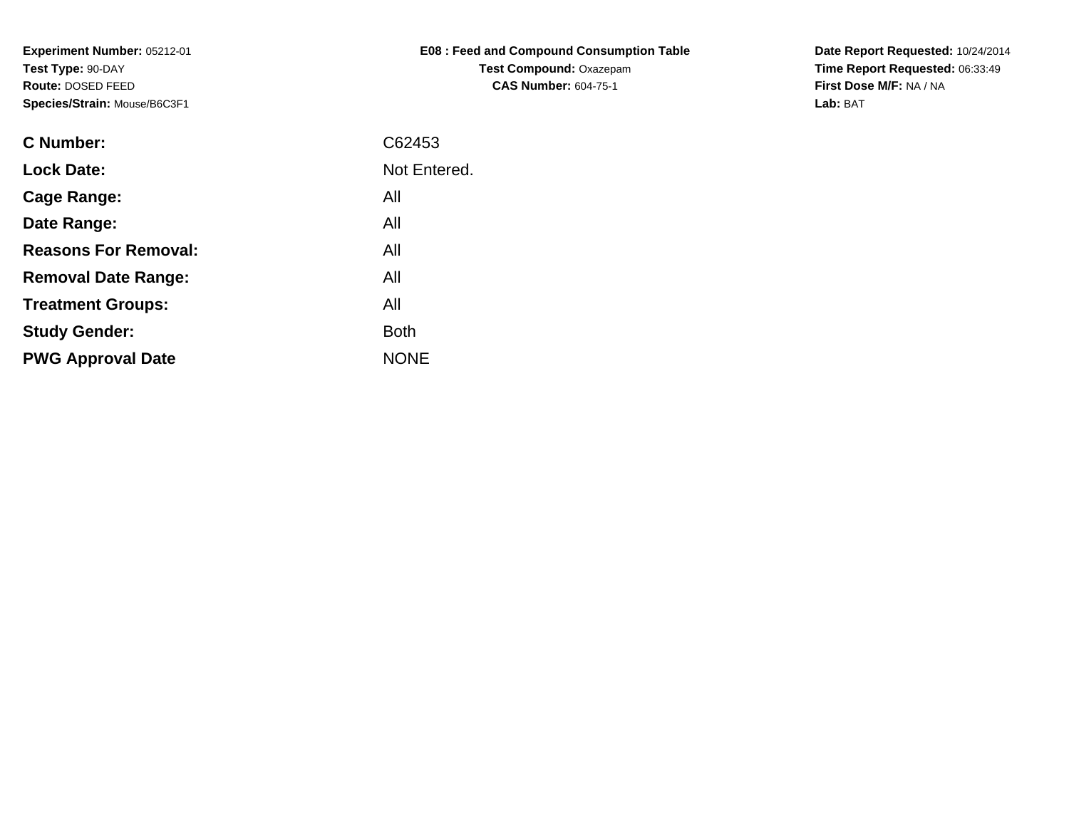**Experiment Number:** 05212-01
**Test Type:** 90-DAY
**Route:** DOSED FEED
**Species/Strain:** Mouse/B6C3F1

**E08 : Feed and Compound Consumption Table**
**Test Compound:** Oxazepam
**CAS Number:** 604-75-1

**Date Report Requested:** 10/24/2014
**Time Report Requested:** 06:33:49
**First Dose M/F:** NA / NA
**Lab:** BAT

| | |
|---|---|
| **C Number:** | C62453 |
| **Lock Date:** | Not Entered. |
| **Cage Range:** | All |
| **Date Range:** | All |
| **Reasons For Removal:** | All |
| **Removal Date Range:** | All |
| **Treatment Groups:** | All |
| **Study Gender:** | Both |
| **PWG Approval Date** | NONE |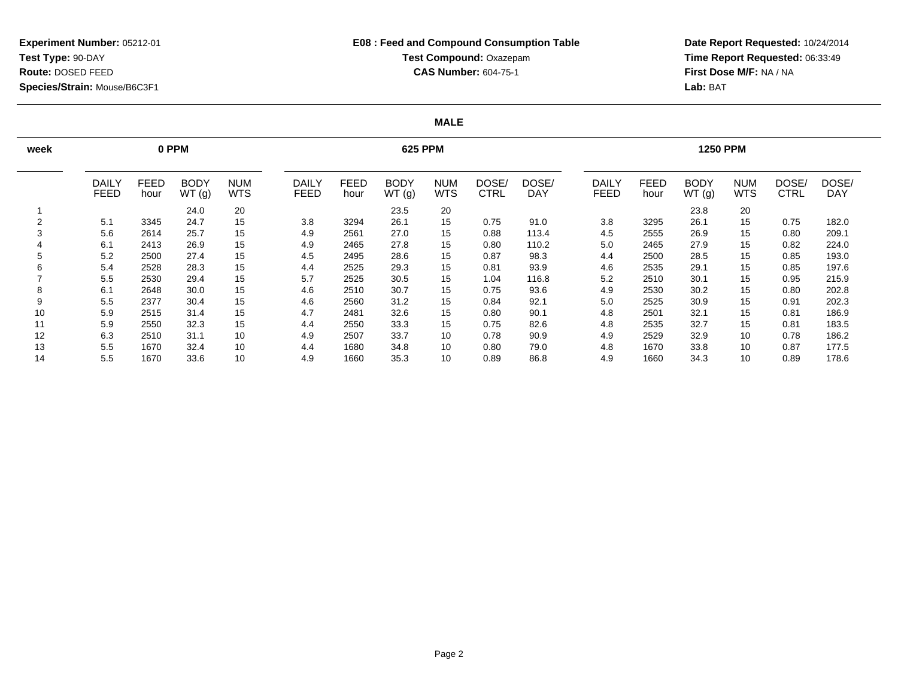**Experiment Number:** 05212-01
**Test Type:** 90-DAY
**Route:** DOSED FEED
**Species/Strain:** Mouse/B6C3F1

**E08 : Feed and Compound Consumption Table**
**Test Compound:** Oxazepam
**CAS Number:** 604-75-1

**Date Report Requested:** 10/24/2014
**Time Report Requested:** 06:33:49
**First Dose M/F:** NA / NA
**Lab:** BAT

**MALE**

| week | 0 PPM | | | | 625 PPM | | | | | | 1250 PPM | | | | | |
|---|---|---|---|---|---|---|---|---|---|---|---|---|---|---|---|---|
| | DAILY FEED | FEED hour | BODY WT (g) | NUM WTS | DAILY FEED | FEED hour | BODY WT (g) | NUM WTS | DOSE/ CTRL | DOSE/ DAY | DAILY FEED | FEED hour | BODY WT (g) | NUM WTS | DOSE/ CTRL | DOSE/ DAY |
| 1 | | | 24.0 | 20 | | | 23.5 | 20 | | | | | 23.8 | 20 | | |
| 2 | 5.1 | 3345 | 24.7 | 15 | 3.8 | 3294 | 26.1 | 15 | 0.75 | 91.0 | 3.8 | 3295 | 26.1 | 15 | 0.75 | 182.0 |
| 3 | 5.6 | 2614 | 25.7 | 15 | 4.9 | 2561 | 27.0 | 15 | 0.88 | 113.4 | 4.5 | 2555 | 26.9 | 15 | 0.80 | 209.1 |
| 4 | 6.1 | 2413 | 26.9 | 15 | 4.9 | 2465 | 27.8 | 15 | 0.80 | 110.2 | 5.0 | 2465 | 27.9 | 15 | 0.82 | 224.0 |
| 5 | 5.2 | 2500 | 27.4 | 15 | 4.5 | 2495 | 28.6 | 15 | 0.87 | 98.3 | 4.4 | 2500 | 28.5 | 15 | 0.85 | 193.0 |
| 6 | 5.4 | 2528 | 28.3 | 15 | 4.4 | 2525 | 29.3 | 15 | 0.81 | 93.9 | 4.6 | 2535 | 29.1 | 15 | 0.85 | 197.6 |
| 7 | 5.5 | 2530 | 29.4 | 15 | 5.7 | 2525 | 30.5 | 15 | 1.04 | 116.8 | 5.2 | 2510 | 30.1 | 15 | 0.95 | 215.9 |
| 8 | 6.1 | 2648 | 30.0 | 15 | 4.6 | 2510 | 30.7 | 15 | 0.75 | 93.6 | 4.9 | 2530 | 30.2 | 15 | 0.80 | 202.8 |
| 9 | 5.5 | 2377 | 30.4 | 15 | 4.6 | 2560 | 31.2 | 15 | 0.84 | 92.1 | 5.0 | 2525 | 30.9 | 15 | 0.91 | 202.3 |
| 10 | 5.9 | 2515 | 31.4 | 15 | 4.7 | 2481 | 32.6 | 15 | 0.80 | 90.1 | 4.8 | 2501 | 32.1 | 15 | 0.81 | 186.9 |
| 11 | 5.9 | 2550 | 32.3 | 15 | 4.4 | 2550 | 33.3 | 15 | 0.75 | 82.6 | 4.8 | 2535 | 32.7 | 15 | 0.81 | 183.5 |
| 12 | 6.3 | 2510 | 31.1 | 10 | 4.9 | 2507 | 33.7 | 10 | 0.78 | 90.9 | 4.9 | 2529 | 32.9 | 10 | 0.78 | 186.2 |
| 13 | 5.5 | 1670 | 32.4 | 10 | 4.4 | 1680 | 34.8 | 10 | 0.80 | 79.0 | 4.8 | 1670 | 33.8 | 10 | 0.87 | 177.5 |
| 14 | 5.5 | 1670 | 33.6 | 10 | 4.9 | 1660 | 35.3 | 10 | 0.89 | 86.8 | 4.9 | 1660 | 34.3 | 10 | 0.89 | 178.6 |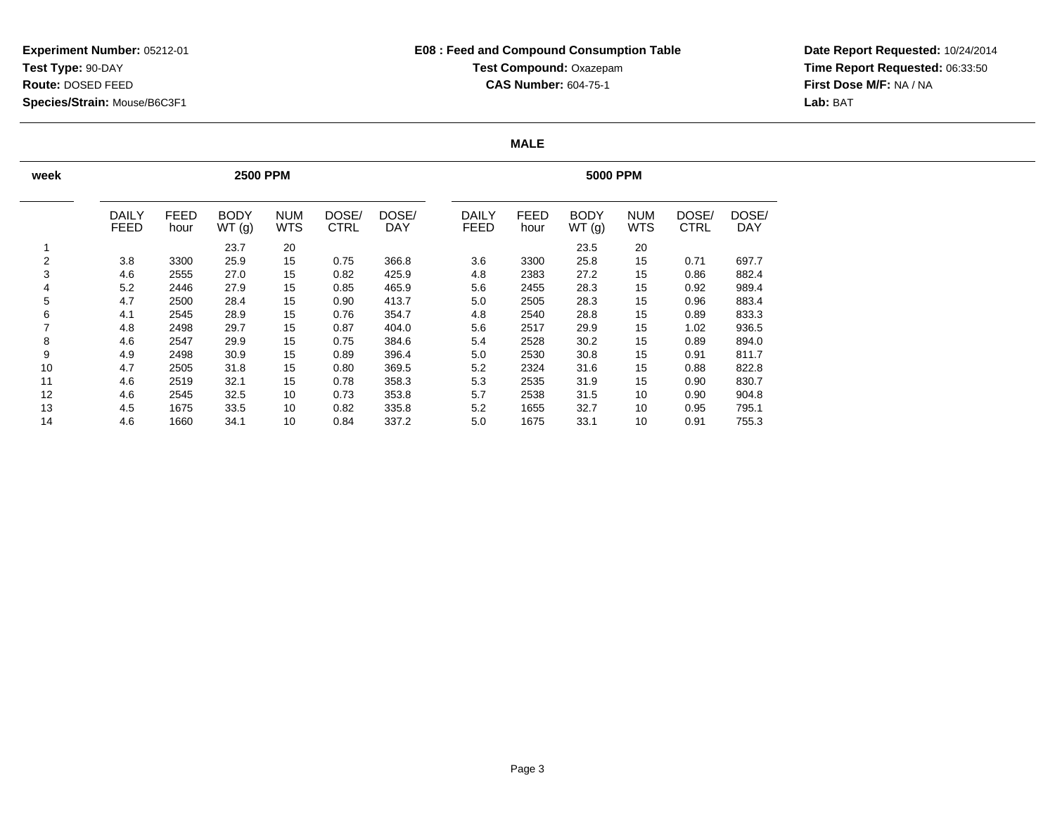**Experiment Number:** 05212-01
**Test Type:** 90-DAY
**Route:** DOSED FEED
**Species/Strain:** Mouse/B6C3F1

**E08 : Feed and Compound Consumption Table**
**Test Compound:** Oxazepam
**CAS Number:** 604-75-1

**Date Report Requested:** 10/24/2014
**Time Report Requested:** 06:33:50
**First Dose M/F:** NA / NA
**Lab:** BAT

**MALE**

| week | 2500 PPM | | | | | | 5000 PPM | | | | | |
|---|---|---|---|---|---|---|---|---|---|---|---|---|
| | DAILY FEED | FEED hour | BODY WT (g) | NUM WTS | DOSE/ CTRL | DOSE/ DAY | DAILY FEED | FEED hour | BODY WT (g) | NUM WTS | DOSE/ CTRL | DOSE/ DAY |
| 1 | | | 23.7 | 20 | | | | | 23.5 | 20 | | |
| 2 | 3.8 | 3300 | 25.9 | 15 | 0.75 | 366.8 | 3.6 | 3300 | 25.8 | 15 | 0.71 | 697.7 |
| 3 | 4.6 | 2555 | 27.0 | 15 | 0.82 | 425.9 | 4.8 | 2383 | 27.2 | 15 | 0.86 | 882.4 |
| 4 | 5.2 | 2446 | 27.9 | 15 | 0.85 | 465.9 | 5.6 | 2455 | 28.3 | 15 | 0.92 | 989.4 |
| 5 | 4.7 | 2500 | 28.4 | 15 | 0.90 | 413.7 | 5.0 | 2505 | 28.3 | 15 | 0.96 | 883.4 |
| 6 | 4.1 | 2545 | 28.9 | 15 | 0.76 | 354.7 | 4.8 | 2540 | 28.8 | 15 | 0.89 | 833.3 |
| 7 | 4.8 | 2498 | 29.7 | 15 | 0.87 | 404.0 | 5.6 | 2517 | 29.9 | 15 | 1.02 | 936.5 |
| 8 | 4.6 | 2547 | 29.9 | 15 | 0.75 | 384.6 | 5.4 | 2528 | 30.2 | 15 | 0.89 | 894.0 |
| 9 | 4.9 | 2498 | 30.9 | 15 | 0.89 | 396.4 | 5.0 | 2530 | 30.8 | 15 | 0.91 | 811.7 |
| 10 | 4.7 | 2505 | 31.8 | 15 | 0.80 | 369.5 | 5.2 | 2324 | 31.6 | 15 | 0.88 | 822.8 |
| 11 | 4.6 | 2519 | 32.1 | 15 | 0.78 | 358.3 | 5.3 | 2535 | 31.9 | 15 | 0.90 | 830.7 |
| 12 | 4.6 | 2545 | 32.5 | 10 | 0.73 | 353.8 | 5.7 | 2538 | 31.5 | 10 | 0.90 | 904.8 |
| 13 | 4.5 | 1675 | 33.5 | 10 | 0.82 | 335.8 | 5.2 | 1655 | 32.7 | 10 | 0.95 | 795.1 |
| 14 | 4.6 | 1660 | 34.1 | 10 | 0.84 | 337.2 | 5.0 | 1675 | 33.1 | 10 | 0.91 | 755.3 |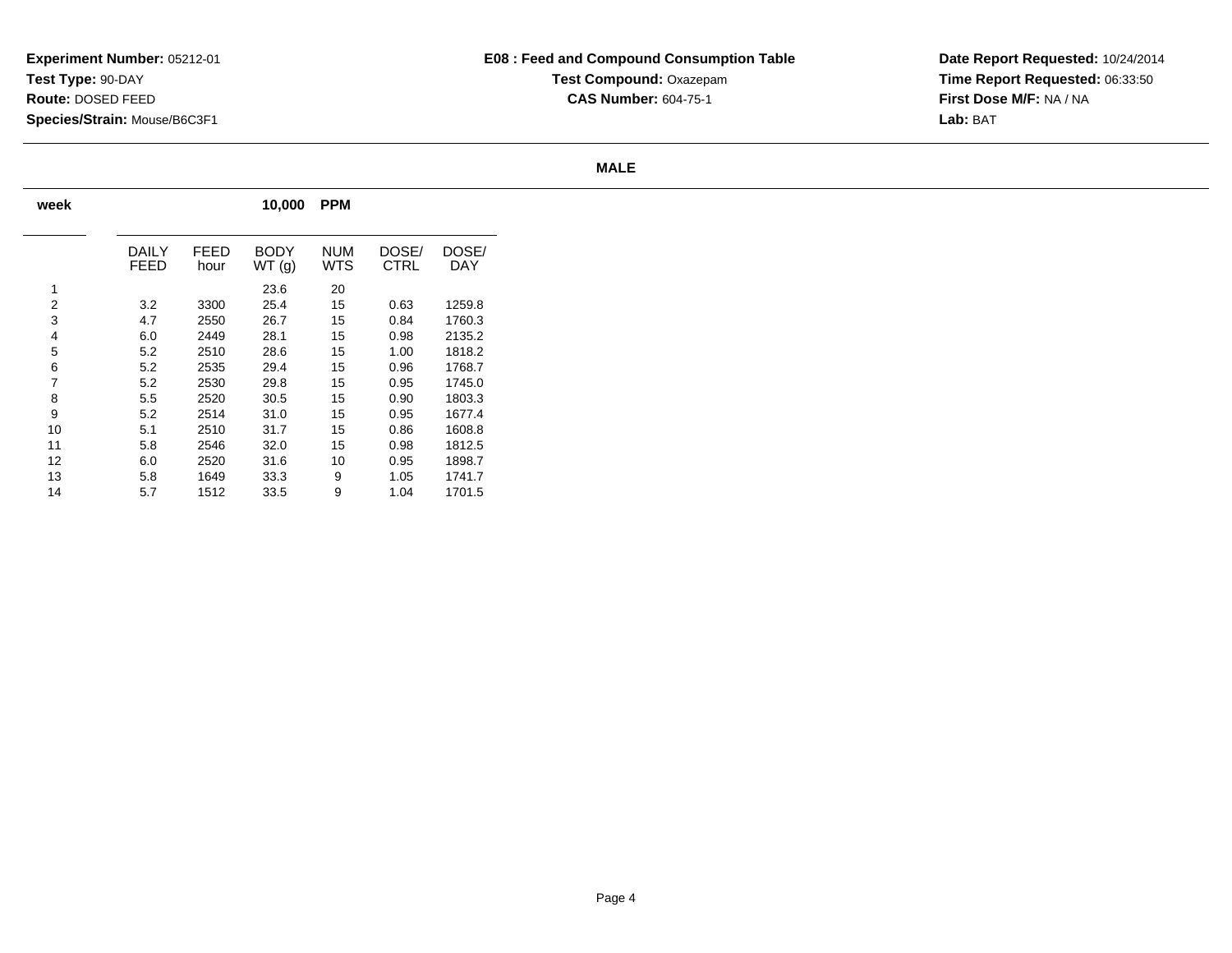**Experiment Number:** 05212-01
**Test Type:** 90-DAY
**Route:** DOSED FEED
**Species/Strain:** Mouse/B6C3F1

**E08 : Feed and Compound Consumption Table**
**Test Compound:** Oxazepam
**CAS Number:** 604-75-1

**Date Report Requested:** 10/24/2014
**Time Report Requested:** 06:33:50
**First Dose M/F:** NA / NA
**Lab:** BAT

**MALE**

| week | 10,000 PPM | | | | | |
|---|---|---|---|---|---|---|
| | DAILY FEED | FEED hour | BODY WT (g) | NUM WTS | DOSE/ CTRL | DOSE/ DAY |
| 1 | | | 23.6 | 20 | | |
| 2 | 3.2 | 3300 | 25.4 | 15 | 0.63 | 1259.8 |
| 3 | 4.7 | 2550 | 26.7 | 15 | 0.84 | 1760.3 |
| 4 | 6.0 | 2449 | 28.1 | 15 | 0.98 | 2135.2 |
| 5 | 5.2 | 2510 | 28.6 | 15 | 1.00 | 1818.2 |
| 6 | 5.2 | 2535 | 29.4 | 15 | 0.96 | 1768.7 |
| 7 | 5.2 | 2530 | 29.8 | 15 | 0.95 | 1745.0 |
| 8 | 5.5 | 2520 | 30.5 | 15 | 0.90 | 1803.3 |
| 9 | 5.2 | 2514 | 31.0 | 15 | 0.95 | 1677.4 |
| 10 | 5.1 | 2510 | 31.7 | 15 | 0.86 | 1608.8 |
| 11 | 5.8 | 2546 | 32.0 | 15 | 0.98 | 1812.5 |
| 12 | 6.0 | 2520 | 31.6 | 10 | 0.95 | 1898.7 |
| 13 | 5.8 | 1649 | 33.3 | 9 | 1.05 | 1741.7 |
| 14 | 5.7 | 1512 | 33.5 | 9 | 1.04 | 1701.5 |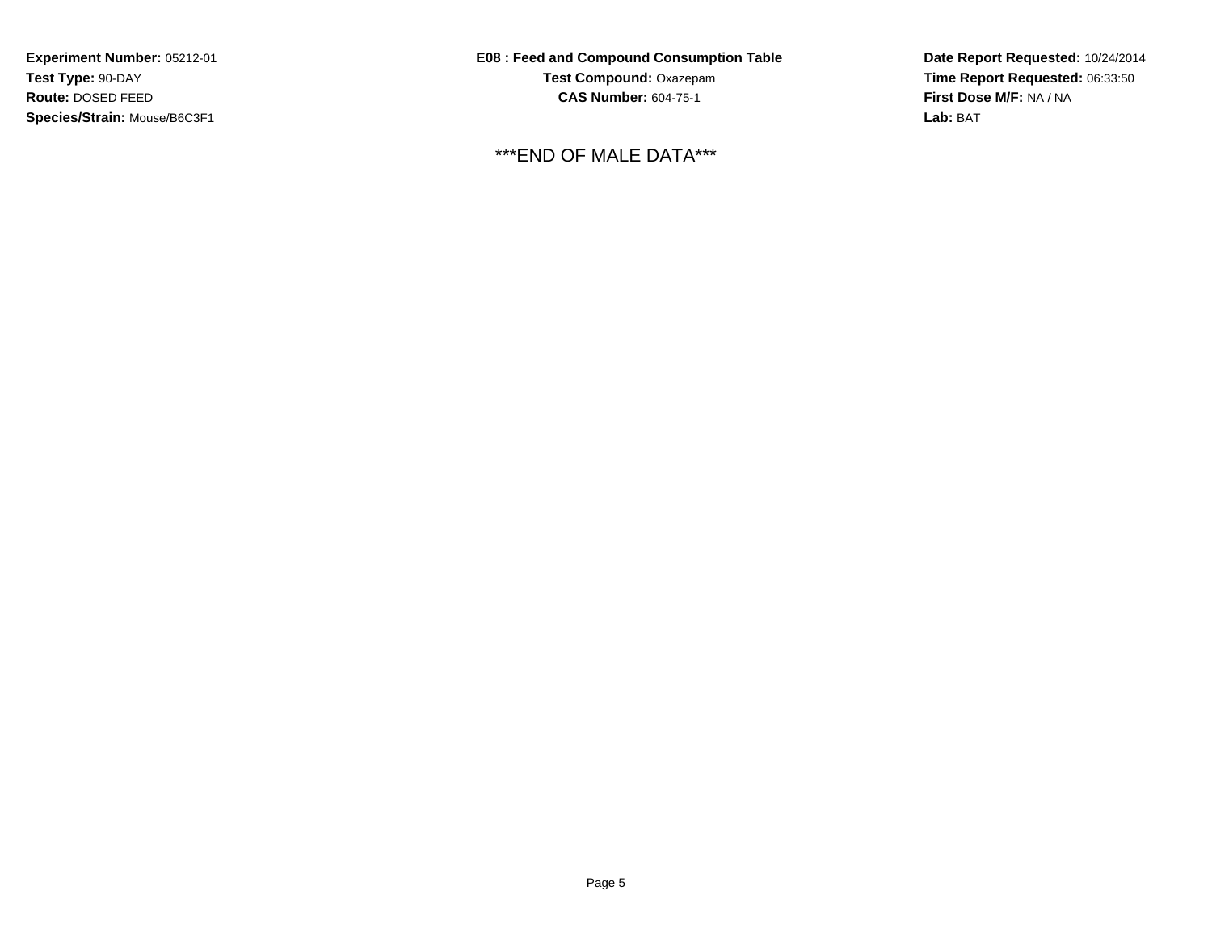**Experiment Number:** 05212-01
**Test Type:** 90-DAY
**Route:** DOSED FEED
**Species/Strain:** Mouse/B6C3F1

**E08 : Feed and Compound Consumption Table**
**Test Compound:** Oxazepam
**CAS Number:** 604-75-1

**Date Report Requested:** 10/24/2014
**Time Report Requested:** 06:33:50
**First Dose M/F:** NA / NA
**Lab:** BAT

***END OF MALE DATA***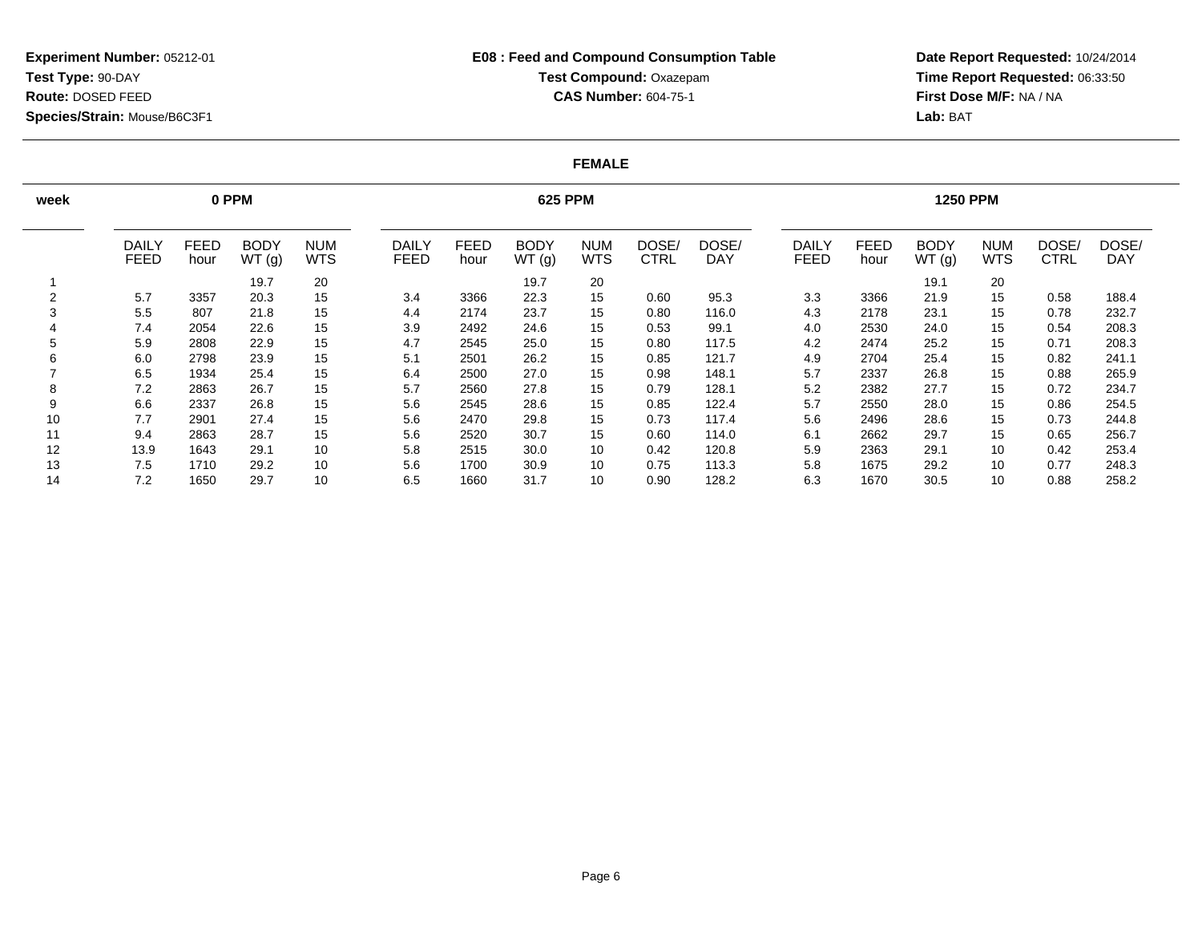**Experiment Number:** 05212-01
**Test Type:** 90-DAY
**Route:** DOSED FEED
**Species/Strain:** Mouse/B6C3F1

**E08 : Feed and Compound Consumption Table**
**Test Compound:** Oxazepam
**CAS Number:** 604-75-1

**Date Report Requested:** 10/24/2014
**Time Report Requested:** 06:33:50
**First Dose M/F:** NA / NA
**Lab:** BAT

## FEMALE

| week | 0 PPM | | | | 625 PPM | | | | | | 1250 PPM | | | | | |
|---|---|---|---|---|---|---|---|---|---|---|---|---|---|---|---|---|
| | DAILY FEED | FEED hour | BODY WT (g) | NUM WTS | DAILY FEED | FEED hour | BODY WT (g) | NUM WTS | DOSE/ CTRL | DOSE/ DAY | DAILY FEED | FEED hour | BODY WT (g) | NUM WTS | DOSE/ CTRL | DOSE/ DAY |
| 1 | | | 19.7 | 20 | | | 19.7 | 20 | | | | | 19.1 | 20 | | |
| 2 | 5.7 | 3357 | 20.3 | 15 | 3.4 | 3366 | 22.3 | 15 | 0.60 | 95.3 | 3.3 | 3366 | 21.9 | 15 | 0.58 | 188.4 |
| 3 | 5.5 | 807 | 21.8 | 15 | 4.4 | 2174 | 23.7 | 15 | 0.80 | 116.0 | 4.3 | 2178 | 23.1 | 15 | 0.78 | 232.7 |
| 4 | 7.4 | 2054 | 22.6 | 15 | 3.9 | 2492 | 24.6 | 15 | 0.53 | 99.1 | 4.0 | 2530 | 24.0 | 15 | 0.54 | 208.3 |
| 5 | 5.9 | 2808 | 22.9 | 15 | 4.7 | 2545 | 25.0 | 15 | 0.80 | 117.5 | 4.2 | 2474 | 25.2 | 15 | 0.71 | 208.3 |
| 6 | 6.0 | 2798 | 23.9 | 15 | 5.1 | 2501 | 26.2 | 15 | 0.85 | 121.7 | 4.9 | 2704 | 25.4 | 15 | 0.82 | 241.1 |
| 7 | 6.5 | 1934 | 25.4 | 15 | 6.4 | 2500 | 27.0 | 15 | 0.98 | 148.1 | 5.7 | 2337 | 26.8 | 15 | 0.88 | 265.9 |
| 8 | 7.2 | 2863 | 26.7 | 15 | 5.7 | 2560 | 27.8 | 15 | 0.79 | 128.1 | 5.2 | 2382 | 27.7 | 15 | 0.72 | 234.7 |
| 9 | 6.6 | 2337 | 26.8 | 15 | 5.6 | 2545 | 28.6 | 15 | 0.85 | 122.4 | 5.7 | 2550 | 28.0 | 15 | 0.86 | 254.5 |
| 10 | 7.7 | 2901 | 27.4 | 15 | 5.6 | 2470 | 29.8 | 15 | 0.73 | 117.4 | 5.6 | 2496 | 28.6 | 15 | 0.73 | 244.8 |
| 11 | 9.4 | 2863 | 28.7 | 15 | 5.6 | 2520 | 30.7 | 15 | 0.60 | 114.0 | 6.1 | 2662 | 29.7 | 15 | 0.65 | 256.7 |
| 12 | 13.9 | 1643 | 29.1 | 10 | 5.8 | 2515 | 30.0 | 10 | 0.42 | 120.8 | 5.9 | 2363 | 29.1 | 10 | 0.42 | 253.4 |
| 13 | 7.5 | 1710 | 29.2 | 10 | 5.6 | 1700 | 30.9 | 10 | 0.75 | 113.3 | 5.8 | 1675 | 29.2 | 10 | 0.77 | 248.3 |
| 14 | 7.2 | 1650 | 29.7 | 10 | 6.5 | 1660 | 31.7 | 10 | 0.90 | 128.2 | 6.3 | 1670 | 30.5 | 10 | 0.88 | 258.2 |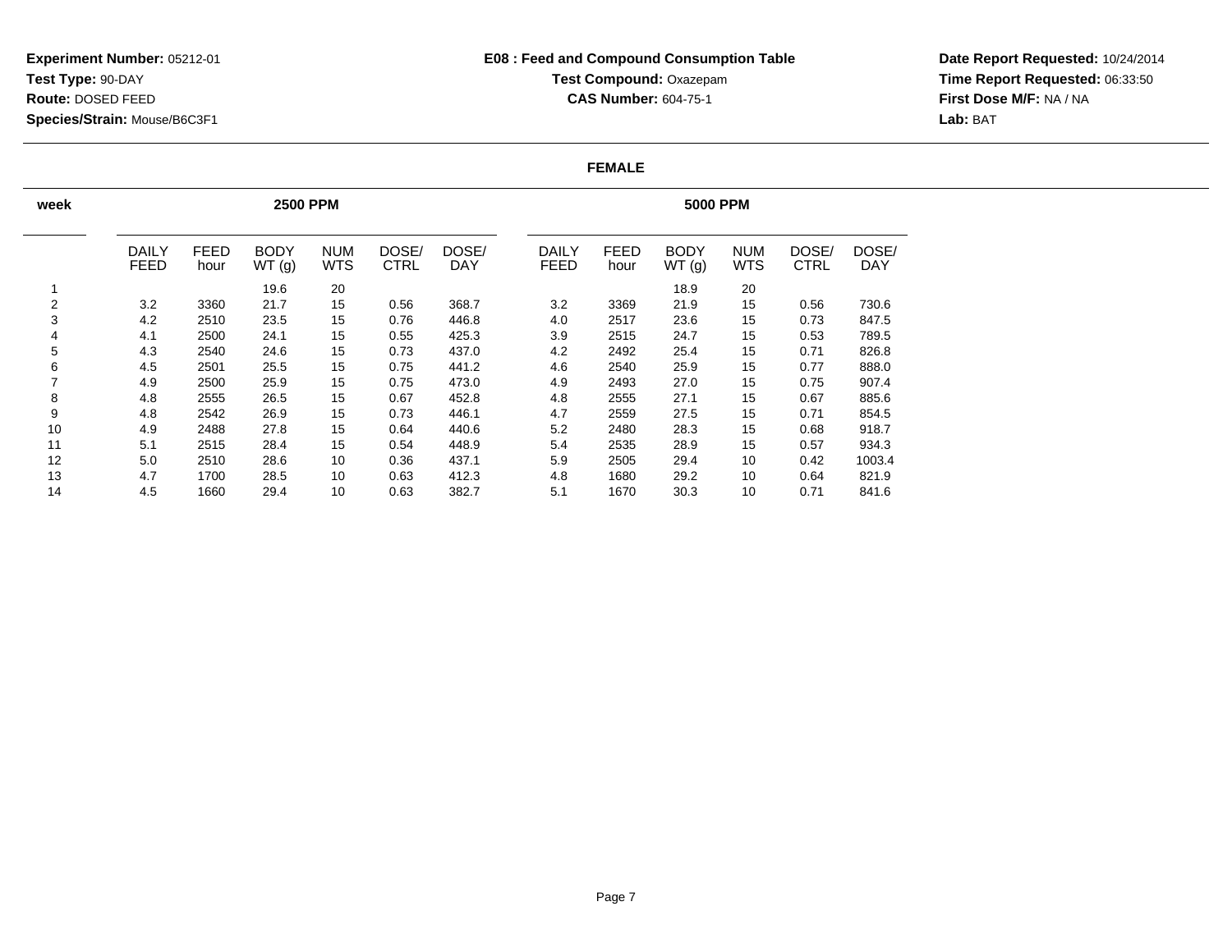**Experiment Number:** 05212-01
**Test Type:** 90-DAY
**Route:** DOSED FEED
**Species/Strain:** Mouse/B6C3F1

**E08 : Feed and Compound Consumption Table**
**Test Compound:** Oxazepam
**CAS Number:** 604-75-1

**Date Report Requested:** 10/24/2014
**Time Report Requested:** 06:33:50
**First Dose M/F:** NA / NA
**Lab:** BAT

**FEMALE**

| week | 2500 PPM | | | | | | 5000 PPM | | | | | |
|---|---|---|---|---|---|---|---|---|---|---|---|---|
| | DAILY FEED | FEED hour | BODY WT (g) | NUM WTS | DOSE/ CTRL | DOSE/ DAY | DAILY FEED | FEED hour | BODY WT (g) | NUM WTS | DOSE/ CTRL | DOSE/ DAY |
| 1 | | | 19.6 | 20 | | | | | 18.9 | 20 | | |
| 2 | 3.2 | 3360 | 21.7 | 15 | 0.56 | 368.7 | 3.2 | 3369 | 21.9 | 15 | 0.56 | 730.6 |
| 3 | 4.2 | 2510 | 23.5 | 15 | 0.76 | 446.8 | 4.0 | 2517 | 23.6 | 15 | 0.73 | 847.5 |
| 4 | 4.1 | 2500 | 24.1 | 15 | 0.55 | 425.3 | 3.9 | 2515 | 24.7 | 15 | 0.53 | 789.5 |
| 5 | 4.3 | 2540 | 24.6 | 15 | 0.73 | 437.0 | 4.2 | 2492 | 25.4 | 15 | 0.71 | 826.8 |
| 6 | 4.5 | 2501 | 25.5 | 15 | 0.75 | 441.2 | 4.6 | 2540 | 25.9 | 15 | 0.77 | 888.0 |
| 7 | 4.9 | 2500 | 25.9 | 15 | 0.75 | 473.0 | 4.9 | 2493 | 27.0 | 15 | 0.75 | 907.4 |
| 8 | 4.8 | 2555 | 26.5 | 15 | 0.67 | 452.8 | 4.8 | 2555 | 27.1 | 15 | 0.67 | 885.6 |
| 9 | 4.8 | 2542 | 26.9 | 15 | 0.73 | 446.1 | 4.7 | 2559 | 27.5 | 15 | 0.71 | 854.5 |
| 10 | 4.9 | 2488 | 27.8 | 15 | 0.64 | 440.6 | 5.2 | 2480 | 28.3 | 15 | 0.68 | 918.7 |
| 11 | 5.1 | 2515 | 28.4 | 15 | 0.54 | 448.9 | 5.4 | 2535 | 28.9 | 15 | 0.57 | 934.3 |
| 12 | 5.0 | 2510 | 28.6 | 10 | 0.36 | 437.1 | 5.9 | 2505 | 29.4 | 10 | 0.42 | 1003.4 |
| 13 | 4.7 | 1700 | 28.5 | 10 | 0.63 | 412.3 | 4.8 | 1680 | 29.2 | 10 | 0.64 | 821.9 |
| 14 | 4.5 | 1660 | 29.4 | 10 | 0.63 | 382.7 | 5.1 | 1670 | 30.3 | 10 | 0.71 | 841.6 |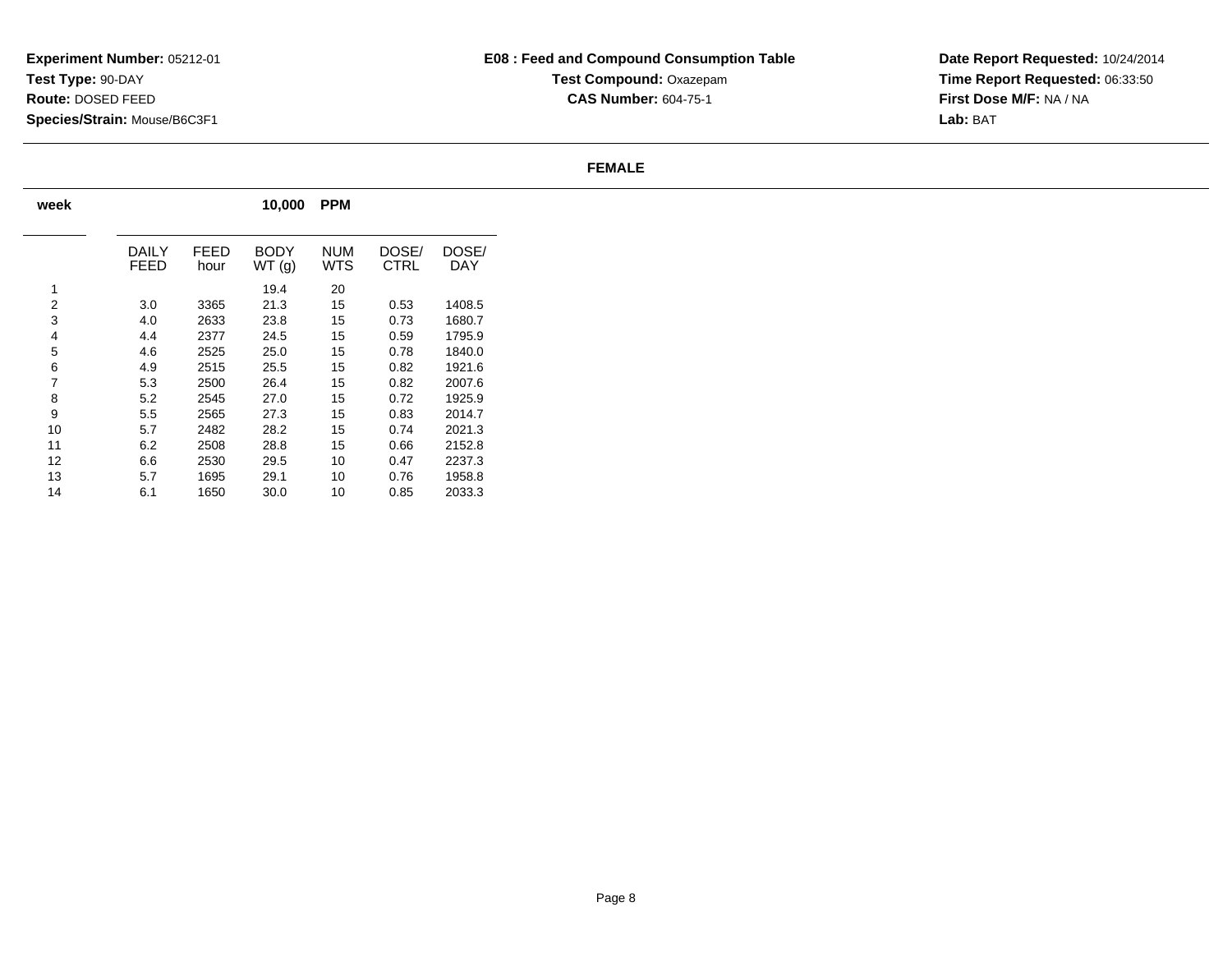**Experiment Number:** 05212-01
**Test Type:** 90-DAY
**Route:** DOSED FEED
**Species/Strain:** Mouse/B6C3F1

**E08 : Feed and Compound Consumption Table**
**Test Compound:** Oxazepam
**CAS Number:** 604-75-1

**Date Report Requested:** 10/24/2014
**Time Report Requested:** 06:33:50
**First Dose M/F:** NA / NA
**Lab:** BAT

**FEMALE**

| week | 10,000 PPM | | | | | |
|---|---|---|---|---|---|---|
| | DAILY FEED | FEED hour | BODY WT (g) | NUM WTS | DOSE/ CTRL | DOSE/ DAY |
| 1 | | | 19.4 | 20 | | |
| 2 | 3.0 | 3365 | 21.3 | 15 | 0.53 | 1408.5 |
| 3 | 4.0 | 2633 | 23.8 | 15 | 0.73 | 1680.7 |
| 4 | 4.4 | 2377 | 24.5 | 15 | 0.59 | 1795.9 |
| 5 | 4.6 | 2525 | 25.0 | 15 | 0.78 | 1840.0 |
| 6 | 4.9 | 2515 | 25.5 | 15 | 0.82 | 1921.6 |
| 7 | 5.3 | 2500 | 26.4 | 15 | 0.82 | 2007.6 |
| 8 | 5.2 | 2545 | 27.0 | 15 | 0.72 | 1925.9 |
| 9 | 5.5 | 2565 | 27.3 | 15 | 0.83 | 2014.7 |
| 10 | 5.7 | 2482 | 28.2 | 15 | 0.74 | 2021.3 |
| 11 | 6.2 | 2508 | 28.8 | 15 | 0.66 | 2152.8 |
| 12 | 6.6 | 2530 | 29.5 | 10 | 0.47 | 2237.3 |
| 13 | 5.7 | 1695 | 29.1 | 10 | 0.76 | 1958.8 |
| 14 | 6.1 | 1650 | 30.0 | 10 | 0.85 | 2033.3 |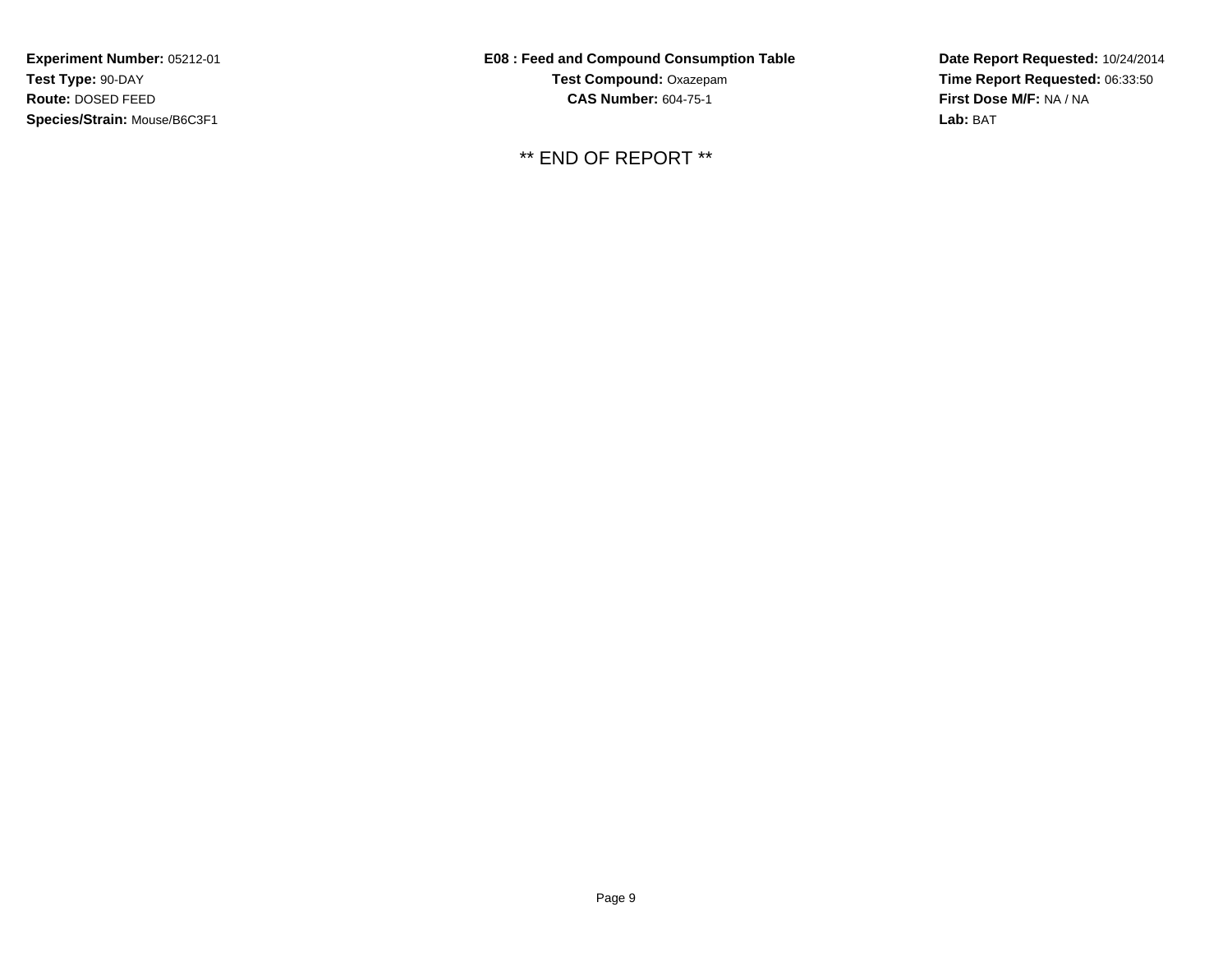**Experiment Number:** 05212-01
**Test Type:** 90-DAY
**Route:** DOSED FEED
**Species/Strain:** Mouse/B6C3F1

**E08 : Feed and Compound Consumption Table**
**Test Compound:** Oxazepam
**CAS Number:** 604-75-1

**Date Report Requested:** 10/24/2014
**Time Report Requested:** 06:33:50
**First Dose M/F:** NA / NA
**Lab:** BAT

** END OF REPORT **